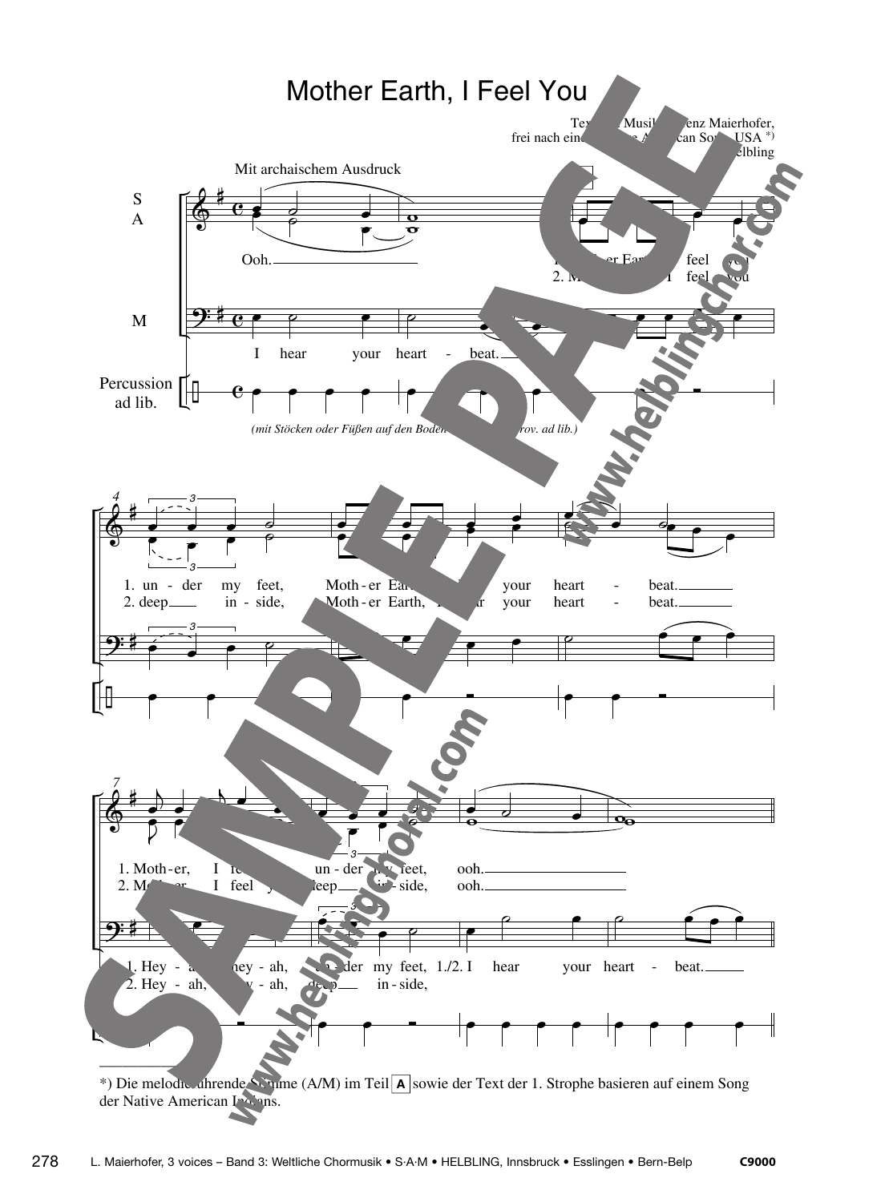# Mother Earth, I Feel You

Text und Musik: Lorenz Maierhofer, frei nach einem Native American Song, USA *)
© Helbling

Mit archaischem Ausdruck

S A

M

Percussion ad lib.

Ooh.

1. Mother Earth, I feel you
2. Mother Earth, I feel you

I hear your heart-beat.

*(mit Stöcken oder Füßen auf den Boden stampfen, improv. ad lib.)*

1. under my feet, Mother Earth, I hear your heart-beat.
2. deep inside, Mother Earth, I hear your heart-beat.

1. Mother, I feel you under my feet, ooh.
2. Mother, I feel you deep inside, ooh.

1. Hey-ah, hey-ah, under my feet, 1./2. I hear your heart-beat.
2. Hey-ah, hey-ah, deep inside,

---

*) Die melodieführende Stimme (A/M) im Teil **A** sowie der Text der 1. Strophe basieren auf einem Song der Native American Indians.

L. Maierhofer, 3 voices – Band 3: Weltliche Chormusik • S·A·M • HELBLING, Innsbruck • Esslingen • Bern-Belp C9000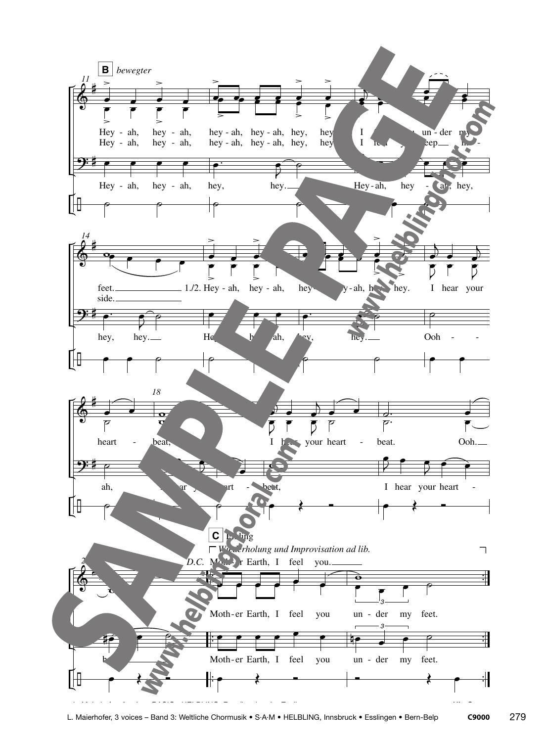**B** *bewegter*

11

Hey - ah, hey - ah, hey - ah, hey - ah, hey, hey, I feel you un - der my

Hey - ah, hey - ah, hey - ah, hey - ah, hey, hey, I feel you deep in -

Hey - ah, hey - ah, hey, hey. Hey - ah, hey - ah, hey,

14

feet. 1./2. Hey - ah, hey - ah, hey - ah, hey - ah, hey. I hear your

side.

hey, hey. Hey - ah, hey - ah, hey, hey. Ooh -

18

heart - beat, I hear your heart - beat. Ooh.

ah, I hear your heart - beat, I hear your heart -

**C** Ending

*Wiederholung und Improvisation ad lib.*

D.C. Moth - er Earth, I feel you.

Moth - er Earth, I feel you un - der my feet.

beat. Moth - er Earth, I feel you un - der my feet.